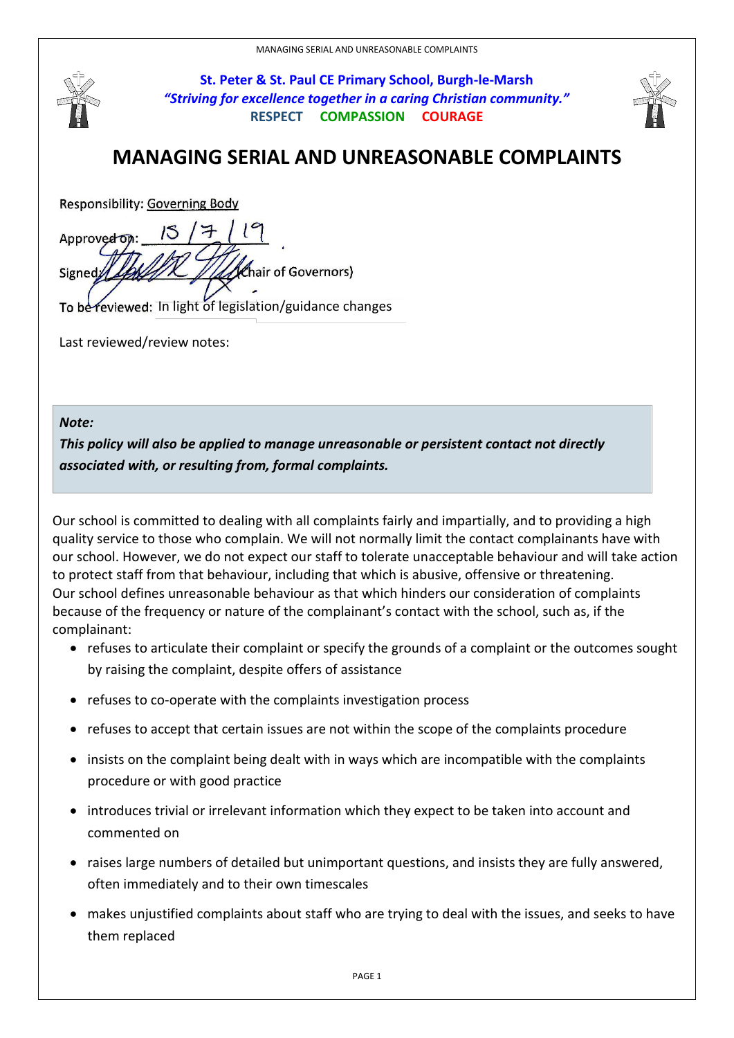**St. Peter & St. Paul CE Primary School, Burgh-le-Marsh**

***"Striving for excellence together in a caring Christian community."***

**RESPECT COMPASSION COURAGE**

# MANAGING SERIAL AND UNREASONABLE COMPLAINTS

Responsibility: Governing Body

Approved on: 15 / 7 / 19

Signed: (Chair of Governors)

To be reviewed: In light of legislation/guidance changes

Last reviewed/review notes:

> ***Note:***
> ***This policy will also be applied to manage unreasonable or persistent contact not directly associated with, or resulting from, formal complaints.***

Our school is committed to dealing with all complaints fairly and impartially, and to providing a high quality service to those who complain. We will not normally limit the contact complainants have with our school. However, we do not expect our staff to tolerate unacceptable behaviour and will take action to protect staff from that behaviour, including that which is abusive, offensive or threatening.

Our school defines unreasonable behaviour as that which hinders our consideration of complaints because of the frequency or nature of the complainant's contact with the school, such as, if the complainant:

- refuses to articulate their complaint or specify the grounds of a complaint or the outcomes sought by raising the complaint, despite offers of assistance
- refuses to co-operate with the complaints investigation process
- refuses to accept that certain issues are not within the scope of the complaints procedure
- insists on the complaint being dealt with in ways which are incompatible with the complaints procedure or with good practice
- introduces trivial or irrelevant information which they expect to be taken into account and commented on
- raises large numbers of detailed but unimportant questions, and insists they are fully answered, often immediately and to their own timescales
- makes unjustified complaints about staff who are trying to deal with the issues, and seeks to have them replaced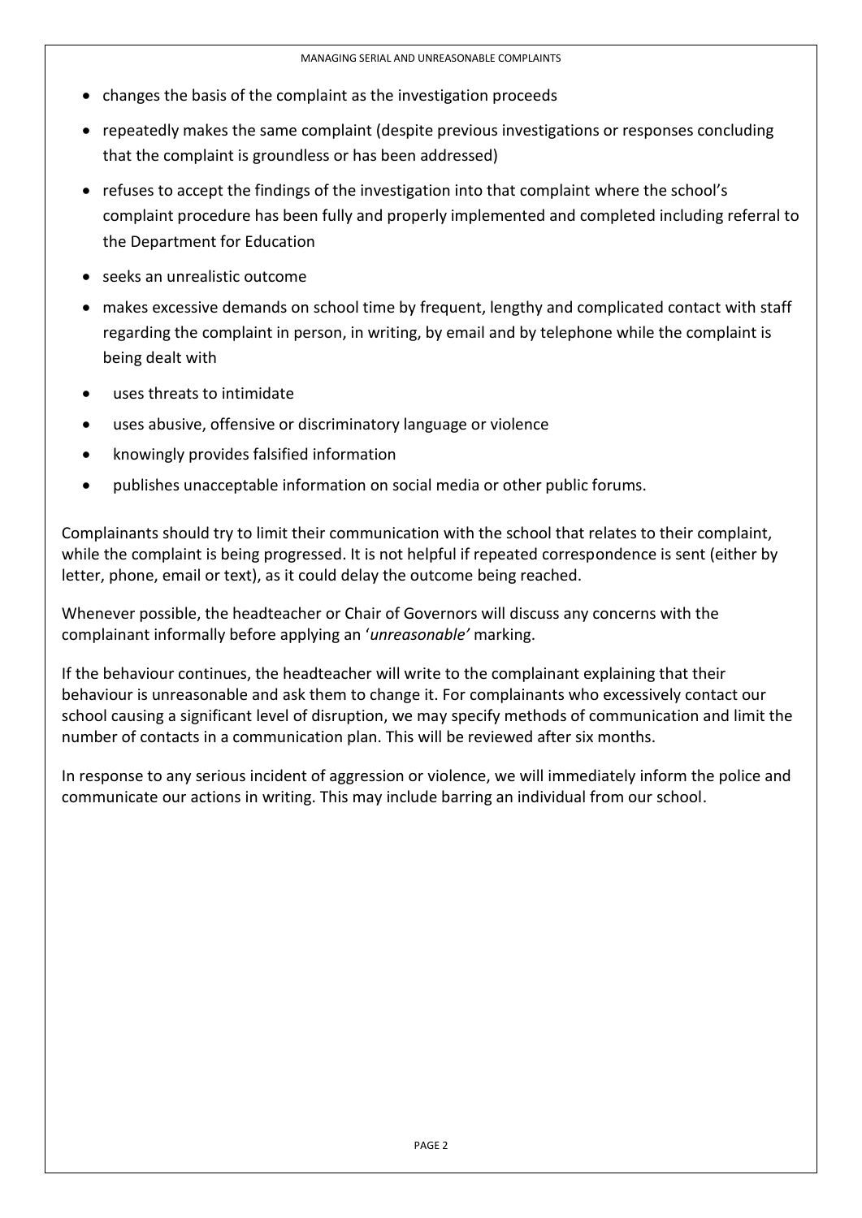- changes the basis of the complaint as the investigation proceeds
- repeatedly makes the same complaint (despite previous investigations or responses concluding that the complaint is groundless or has been addressed)
- refuses to accept the findings of the investigation into that complaint where the school's complaint procedure has been fully and properly implemented and completed including referral to the Department for Education
- seeks an unrealistic outcome
- makes excessive demands on school time by frequent, lengthy and complicated contact with staff regarding the complaint in person, in writing, by email and by telephone while the complaint is being dealt with
- uses threats to intimidate
- uses abusive, offensive or discriminatory language or violence
- knowingly provides falsified information
- publishes unacceptable information on social media or other public forums.

Complainants should try to limit their communication with the school that relates to their complaint, while the complaint is being progressed. It is not helpful if repeated correspondence is sent (either by letter, phone, email or text), as it could delay the outcome being reached.

Whenever possible, the headteacher or Chair of Governors will discuss any concerns with the complainant informally before applying an '*unreasonable'* marking.

If the behaviour continues, the headteacher will write to the complainant explaining that their behaviour is unreasonable and ask them to change it. For complainants who excessively contact our school causing a significant level of disruption, we may specify methods of communication and limit the number of contacts in a communication plan. This will be reviewed after six months.

In response to any serious incident of aggression or violence, we will immediately inform the police and communicate our actions in writing. This may include barring an individual from our school.